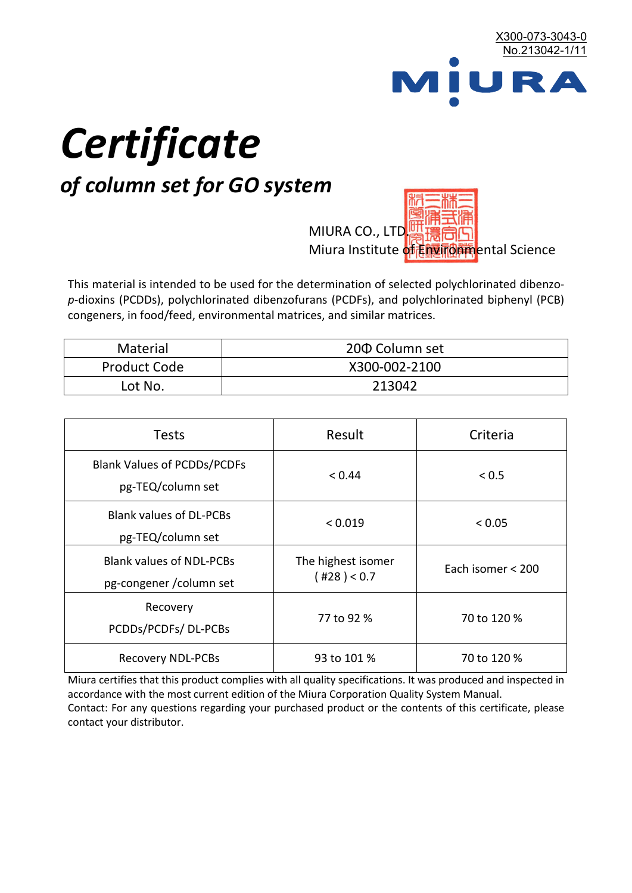X300-073-3043-0
No.213042-1/11

MIURA

# *Certificate*

## *of column set for GO system*

MIURA CO., LTD.
Miura Institute of Environmental Science

This material is intended to be used for the determination of selected polychlorinated dibenzo-*p*-dioxins (PCDDs), polychlorinated dibenzofurans (PCDFs), and polychlorinated biphenyl (PCB) congeners, in food/feed, environmental matrices, and similar matrices.

| Material | 20Φ Column set |
|---|---|
| Product Code | X300-002-2100 |
| Lot No. | 213042 |

| Tests | Result | Criteria |
|---|---|---|
| Blank Values of PCDDs/PCDFs pg-TEQ/column set | < 0.44 | < 0.5 |
| Blank values of DL-PCBs pg-TEQ/column set | < 0.019 | < 0.05 |
| Blank values of NDL-PCBs pg-congener /column set | The highest isomer ( #28 ) < 0.7 | Each isomer < 200 |
| Recovery PCDDs/PCDFs/ DL-PCBs | 77 to 92 % | 70 to 120 % |
| Recovery NDL-PCBs | 93 to 101 % | 70 to 120 % |

Miura certifies that this product complies with all quality specifications. It was produced and inspected in accordance with the most current edition of the Miura Corporation Quality System Manual.
Contact: For any questions regarding your purchased product or the contents of this certificate, please contact your distributor.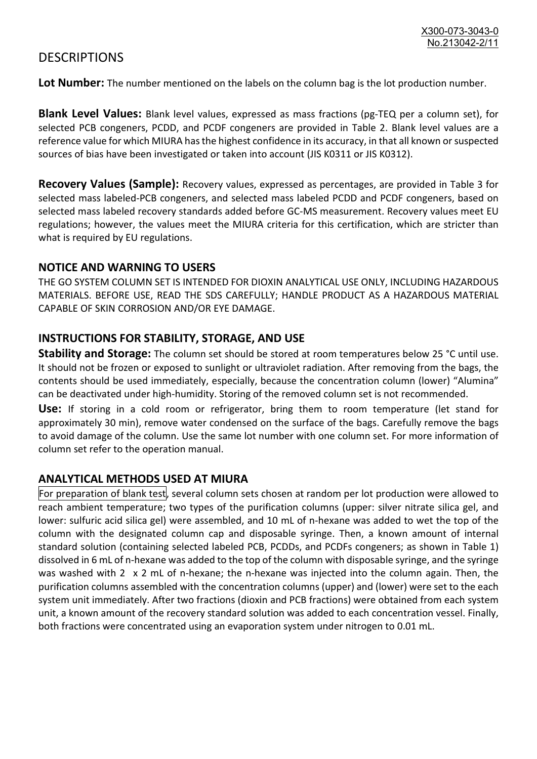# DESCRIPTIONS

**Lot Number:** The number mentioned on the labels on the column bag is the lot production number.

**Blank Level Values:** Blank level values, expressed as mass fractions (pg-TEQ per a column set), for selected PCB congeners, PCDD, and PCDF congeners are provided in Table 2. Blank level values are a reference value for which MIURA has the highest confidence in its accuracy, in that all known or suspected sources of bias have been investigated or taken into account (JIS K0311 or JIS K0312).

**Recovery Values (Sample):** Recovery values, expressed as percentages, are provided in Table 3 for selected mass labeled-PCB congeners, and selected mass labeled PCDD and PCDF congeners, based on selected mass labeled recovery standards added before GC-MS measurement. Recovery values meet EU regulations; however, the values meet the MIURA criteria for this certification, which are stricter than what is required by EU regulations.

## NOTICE AND WARNING TO USERS

THE GO SYSTEM COLUMN SET IS INTENDED FOR DIOXIN ANALYTICAL USE ONLY, INCLUDING HAZARDOUS MATERIALS. BEFORE USE, READ THE SDS CAREFULLY; HANDLE PRODUCT AS A HAZARDOUS MATERIAL CAPABLE OF SKIN CORROSION AND/OR EYE DAMAGE.

## INSTRUCTIONS FOR STABILITY, STORAGE, AND USE

**Stability and Storage:** The column set should be stored at room temperatures below 25 °C until use. It should not be frozen or exposed to sunlight or ultraviolet radiation. After removing from the bags, the contents should be used immediately, especially, because the concentration column (lower) "Alumina" can be deactivated under high-humidity. Storing of the removed column set is not recommended.

**Use:** If storing in a cold room or refrigerator, bring them to room temperature (let stand for approximately 30 min), remove water condensed on the surface of the bags. Carefully remove the bags to avoid damage of the column. Use the same lot number with one column set. For more information of column set refer to the operation manual.

## ANALYTICAL METHODS USED AT MIURA

For preparation of blank test, several column sets chosen at random per lot production were allowed to reach ambient temperature; two types of the purification columns (upper: silver nitrate silica gel, and lower: sulfuric acid silica gel) were assembled, and 10 mL of n-hexane was added to wet the top of the column with the designated column cap and disposable syringe. Then, a known amount of internal standard solution (containing selected labeled PCB, PCDDs, and PCDFs congeners; as shown in Table 1) dissolved in 6 mL of n-hexane was added to the top of the column with disposable syringe, and the syringe was washed with 2 x 2 mL of n-hexane; the n-hexane was injected into the column again. Then, the purification columns assembled with the concentration columns (upper) and (lower) were set to the each system unit immediately. After two fractions (dioxin and PCB fractions) were obtained from each system unit, a known amount of the recovery standard solution was added to each concentration vessel. Finally, both fractions were concentrated using an evaporation system under nitrogen to 0.01 mL.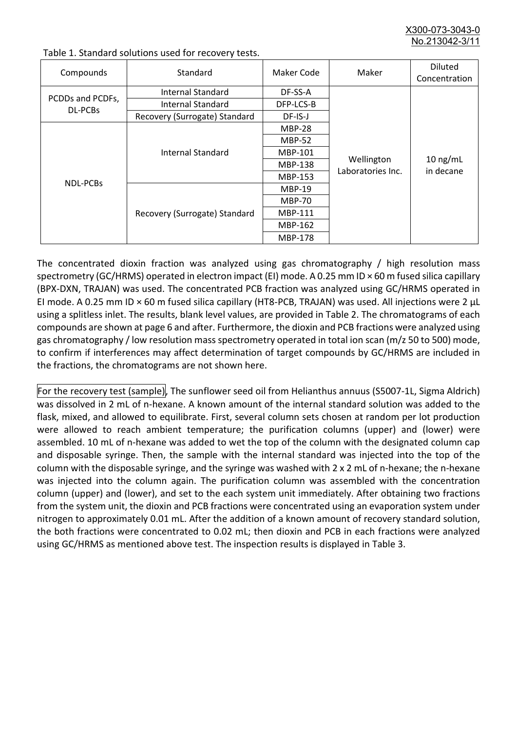Table 1. Standard solutions used for recovery tests.

| Compounds | Standard | Maker Code | Maker | Diluted Concentration |
|---|---|---|---|---|
| PCDDs and PCDFs, DL-PCBs | Internal Standard | DF-SS-A | Wellington Laboratories Inc. | 10 ng/mL in decane |
| | Internal Standard | DFP-LCS-B | | |
| | Recovery (Surrogate) Standard | DF-IS-J | | |
| NDL-PCBs | Internal Standard | MBP-28 | | |
| | | MBP-52 | | |
| | | MBP-101 | | |
| | | MBP-138 | | |
| | | MBP-153 | | |
| | Recovery (Surrogate) Standard | MBP-19 | | |
| | | MBP-70 | | |
| | | MBP-111 | | |
| | | MBP-162 | | |
| | | MBP-178 | | |

The concentrated dioxin fraction was analyzed using gas chromatography / high resolution mass spectrometry (GC/HRMS) operated in electron impact (EI) mode. A 0.25 mm ID × 60 m fused silica capillary (BPX-DXN, TRAJAN) was used. The concentrated PCB fraction was analyzed using GC/HRMS operated in EI mode. A 0.25 mm ID × 60 m fused silica capillary (HT8-PCB, TRAJAN) was used. All injections were 2 µL using a splitless inlet. The results, blank level values, are provided in Table 2. The chromatograms of each compounds are shown at page 6 and after. Furthermore, the dioxin and PCB fractions were analyzed using gas chromatography / low resolution mass spectrometry operated in total ion scan (m/z 50 to 500) mode, to confirm if interferences may affect determination of target compounds by GC/HRMS are included in the fractions, the chromatograms are not shown here.

For the recovery test (sample), The sunflower seed oil from Helianthus annuus (S5007-1L, Sigma Aldrich) was dissolved in 2 mL of n-hexane. A known amount of the internal standard solution was added to the flask, mixed, and allowed to equilibrate. First, several column sets chosen at random per lot production were allowed to reach ambient temperature; the purification columns (upper) and (lower) were assembled. 10 mL of n-hexane was added to wet the top of the column with the designated column cap and disposable syringe. Then, the sample with the internal standard was injected into the top of the column with the disposable syringe, and the syringe was washed with 2 x 2 mL of n-hexane; the n-hexane was injected into the column again. The purification column was assembled with the concentration column (upper) and (lower), and set to the each system unit immediately. After obtaining two fractions from the system unit, the dioxin and PCB fractions were concentrated using an evaporation system under nitrogen to approximately 0.01 mL. After the addition of a known amount of recovery standard solution, the both fractions were concentrated to 0.02 mL; then dioxin and PCB in each fractions were analyzed using GC/HRMS as mentioned above test. The inspection results is displayed in Table 3.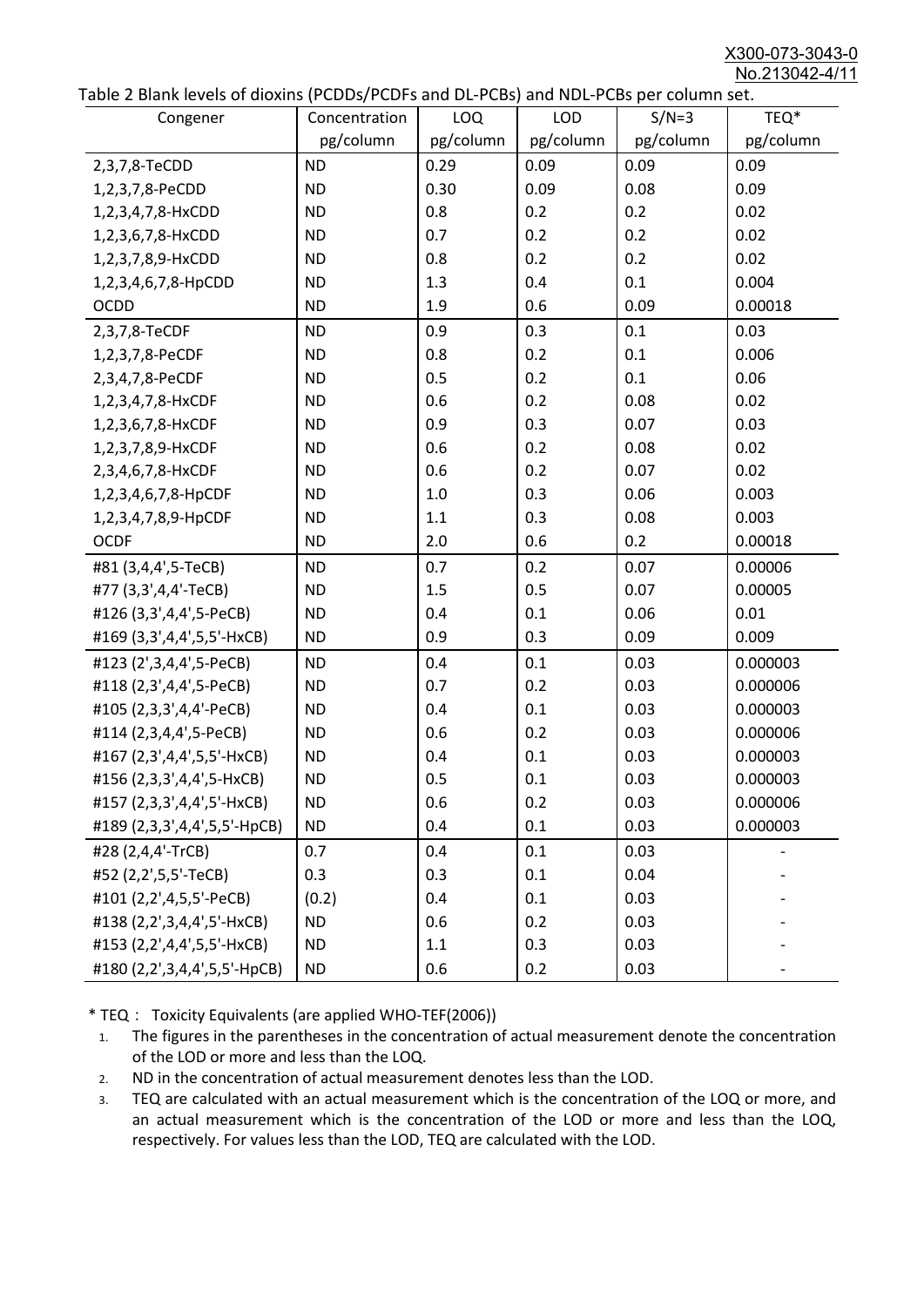Table 2 Blank levels of dioxins (PCDDs/PCDFs and DL-PCBs) and NDL-PCBs per column set.

| Congener | Concentration pg/column | LOQ pg/column | LOD pg/column | S/N=3 pg/column | TEQ* pg/column |
|---|---|---|---|---|---|
| 2,3,7,8-TeCDD | ND | 0.29 | 0.09 | 0.09 | 0.09 |
| 1,2,3,7,8-PeCDD | ND | 0.30 | 0.09 | 0.08 | 0.09 |
| 1,2,3,4,7,8-HxCDD | ND | 0.8 | 0.2 | 0.2 | 0.02 |
| 1,2,3,6,7,8-HxCDD | ND | 0.7 | 0.2 | 0.2 | 0.02 |
| 1,2,3,7,8,9-HxCDD | ND | 0.8 | 0.2 | 0.2 | 0.02 |
| 1,2,3,4,6,7,8-HpCDD | ND | 1.3 | 0.4 | 0.1 | 0.004 |
| OCDD | ND | 1.9 | 0.6 | 0.09 | 0.00018 |
| 2,3,7,8-TeCDF | ND | 0.9 | 0.3 | 0.1 | 0.03 |
| 1,2,3,7,8-PeCDF | ND | 0.8 | 0.2 | 0.1 | 0.006 |
| 2,3,4,7,8-PeCDF | ND | 0.5 | 0.2 | 0.1 | 0.06 |
| 1,2,3,4,7,8-HxCDF | ND | 0.6 | 0.2 | 0.08 | 0.02 |
| 1,2,3,6,7,8-HxCDF | ND | 0.9 | 0.3 | 0.07 | 0.03 |
| 1,2,3,7,8,9-HxCDF | ND | 0.6 | 0.2 | 0.08 | 0.02 |
| 2,3,4,6,7,8-HxCDF | ND | 0.6 | 0.2 | 0.07 | 0.02 |
| 1,2,3,4,6,7,8-HpCDF | ND | 1.0 | 0.3 | 0.06 | 0.003 |
| 1,2,3,4,7,8,9-HpCDF | ND | 1.1 | 0.3 | 0.08 | 0.003 |
| OCDF | ND | 2.0 | 0.6 | 0.2 | 0.00018 |
| #81 (3,4,4',5-TeCB) | ND | 0.7 | 0.2 | 0.07 | 0.00006 |
| #77 (3,3',4,4'-TeCB) | ND | 1.5 | 0.5 | 0.07 | 0.00005 |
| #126 (3,3',4,4',5-PeCB) | ND | 0.4 | 0.1 | 0.06 | 0.01 |
| #169 (3,3',4,4',5,5'-HxCB) | ND | 0.9 | 0.3 | 0.09 | 0.009 |
| #123 (2',3,4,4',5-PeCB) | ND | 0.4 | 0.1 | 0.03 | 0.000003 |
| #118 (2,3',4,4',5-PeCB) | ND | 0.7 | 0.2 | 0.03 | 0.000006 |
| #105 (2,3,3',4,4'-PeCB) | ND | 0.4 | 0.1 | 0.03 | 0.000003 |
| #114 (2,3,4,4',5-PeCB) | ND | 0.6 | 0.2 | 0.03 | 0.000006 |
| #167 (2,3',4,4',5,5'-HxCB) | ND | 0.4 | 0.1 | 0.03 | 0.000003 |
| #156 (2,3,3',4,4',5-HxCB) | ND | 0.5 | 0.1 | 0.03 | 0.000003 |
| #157 (2,3,3',4,4',5'-HxCB) | ND | 0.6 | 0.2 | 0.03 | 0.000006 |
| #189 (2,3,3',4,4',5,5'-HpCB) | ND | 0.4 | 0.1 | 0.03 | 0.000003 |
| #28 (2,4,4'-TrCB) | 0.7 | 0.4 | 0.1 | 0.03 | - |
| #52 (2,2',5,5'-TeCB) | 0.3 | 0.3 | 0.1 | 0.04 | - |
| #101 (2,2',4,5,5'-PeCB) | (0.2) | 0.4 | 0.1 | 0.03 | - |
| #138 (2,2',3,4,4',5'-HxCB) | ND | 0.6 | 0.2 | 0.03 | - |
| #153 (2,2',4,4',5,5'-HxCB) | ND | 1.1 | 0.3 | 0.03 | - |
| #180 (2,2',3,4,4',5,5'-HpCB) | ND | 0.6 | 0.2 | 0.03 | - |

* TEQ： Toxicity Equivalents (are applied WHO-TEF(2006))

1. The figures in the parentheses in the concentration of actual measurement denote the concentration of the LOD or more and less than the LOQ.
2. ND in the concentration of actual measurement denotes less than the LOD.
3. TEQ are calculated with an actual measurement which is the concentration of the LOQ or more, and an actual measurement which is the concentration of the LOD or more and less than the LOQ, respectively. For values less than the LOD, TEQ are calculated with the LOD.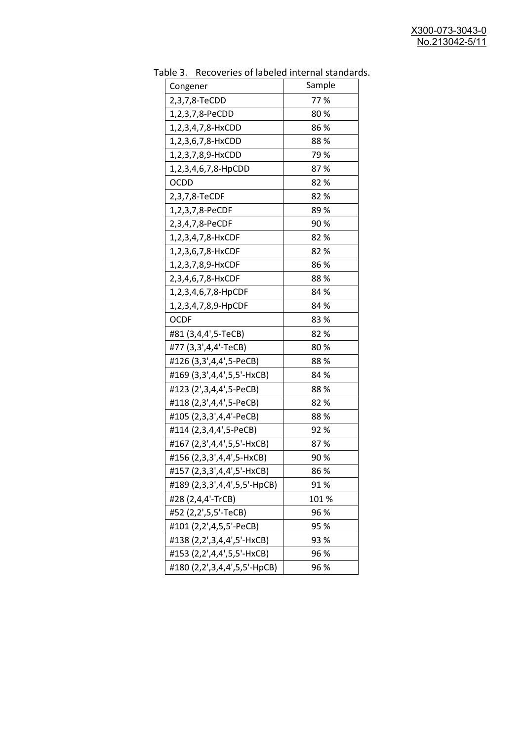Table 3. Recoveries of labeled internal standards.

| Congener | Sample |
|---|---|
| 2,3,7,8-TeCDD | 77 % |
| 1,2,3,7,8-PeCDD | 80 % |
| 1,2,3,4,7,8-HxCDD | 86 % |
| 1,2,3,6,7,8-HxCDD | 88 % |
| 1,2,3,7,8,9-HxCDD | 79 % |
| 1,2,3,4,6,7,8-HpCDD | 87 % |
| OCDD | 82 % |
| 2,3,7,8-TeCDF | 82 % |
| 1,2,3,7,8-PeCDF | 89 % |
| 2,3,4,7,8-PeCDF | 90 % |
| 1,2,3,4,7,8-HxCDF | 82 % |
| 1,2,3,6,7,8-HxCDF | 82 % |
| 1,2,3,7,8,9-HxCDF | 86 % |
| 2,3,4,6,7,8-HxCDF | 88 % |
| 1,2,3,4,6,7,8-HpCDF | 84 % |
| 1,2,3,4,7,8,9-HpCDF | 84 % |
| OCDF | 83 % |
| #81 (3,4,4',5-TeCB) | 82 % |
| #77 (3,3',4,4'-TeCB) | 80 % |
| #126 (3,3',4,4',5-PeCB) | 88 % |
| #169 (3,3',4,4',5,5'-HxCB) | 84 % |
| #123 (2',3,4,4',5-PeCB) | 88 % |
| #118 (2,3',4,4',5-PeCB) | 82 % |
| #105 (2,3,3',4,4'-PeCB) | 88 % |
| #114 (2,3,4,4',5-PeCB) | 92 % |
| #167 (2,3',4,4',5,5'-HxCB) | 87 % |
| #156 (2,3,3',4,4',5-HxCB) | 90 % |
| #157 (2,3,3',4,4',5'-HxCB) | 86 % |
| #189 (2,3,3',4,4',5,5'-HpCB) | 91 % |
| #28 (2,4,4'-TrCB) | 101 % |
| #52 (2,2',5,5'-TeCB) | 96 % |
| #101 (2,2',4,5,5'-PeCB) | 95 % |
| #138 (2,2',3,4,4',5'-HxCB) | 93 % |
| #153 (2,2',4,4',5,5'-HxCB) | 96 % |
| #180 (2,2',3,4,4',5,5'-HpCB) | 96 % |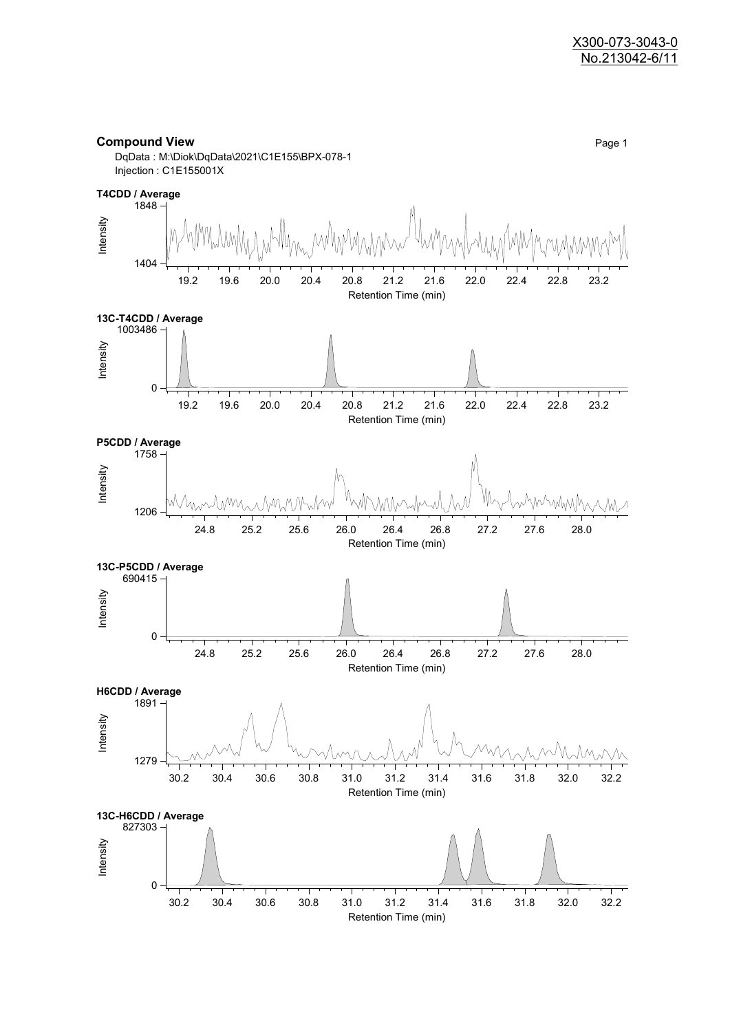X300-073-3043-0
No.213042-6/11

## Compound View

Page 1

DqData : M:\Diok\DqData\2021\C1E155\BPX-078-1
Injection : C1E155001X

**T4CDD / Average**

Intensity: 1404 – 1848
Retention Time (min): 19.2, 19.6, 20.0, 20.4, 20.8, 21.2, 21.6, 22.0, 22.4, 22.8, 23.2

**13C-T4CDD / Average**

Intensity: 0 – 1003486
Retention Time (min): 19.2, 19.6, 20.0, 20.4, 20.8, 21.2, 21.6, 22.0, 22.4, 22.8, 23.2

**P5CDD / Average**

Intensity: 1206 – 1758
Retention Time (min): 24.8, 25.2, 25.6, 26.0, 26.4, 26.8, 27.2, 27.6, 28.0

**13C-P5CDD / Average**

Intensity: 0 – 690415
Retention Time (min): 24.8, 25.2, 25.6, 26.0, 26.4, 26.8, 27.2, 27.6, 28.0

**H6CDD / Average**

Intensity: 1279 – 1891
Retention Time (min): 30.2, 30.4, 30.6, 30.8, 31.0, 31.2, 31.4, 31.6, 31.8, 32.0, 32.2

**13C-H6CDD / Average**

Intensity: 0 – 827303
Retention Time (min): 30.2, 30.4, 30.6, 30.8, 31.0, 31.2, 31.4, 31.6, 31.8, 32.0, 32.2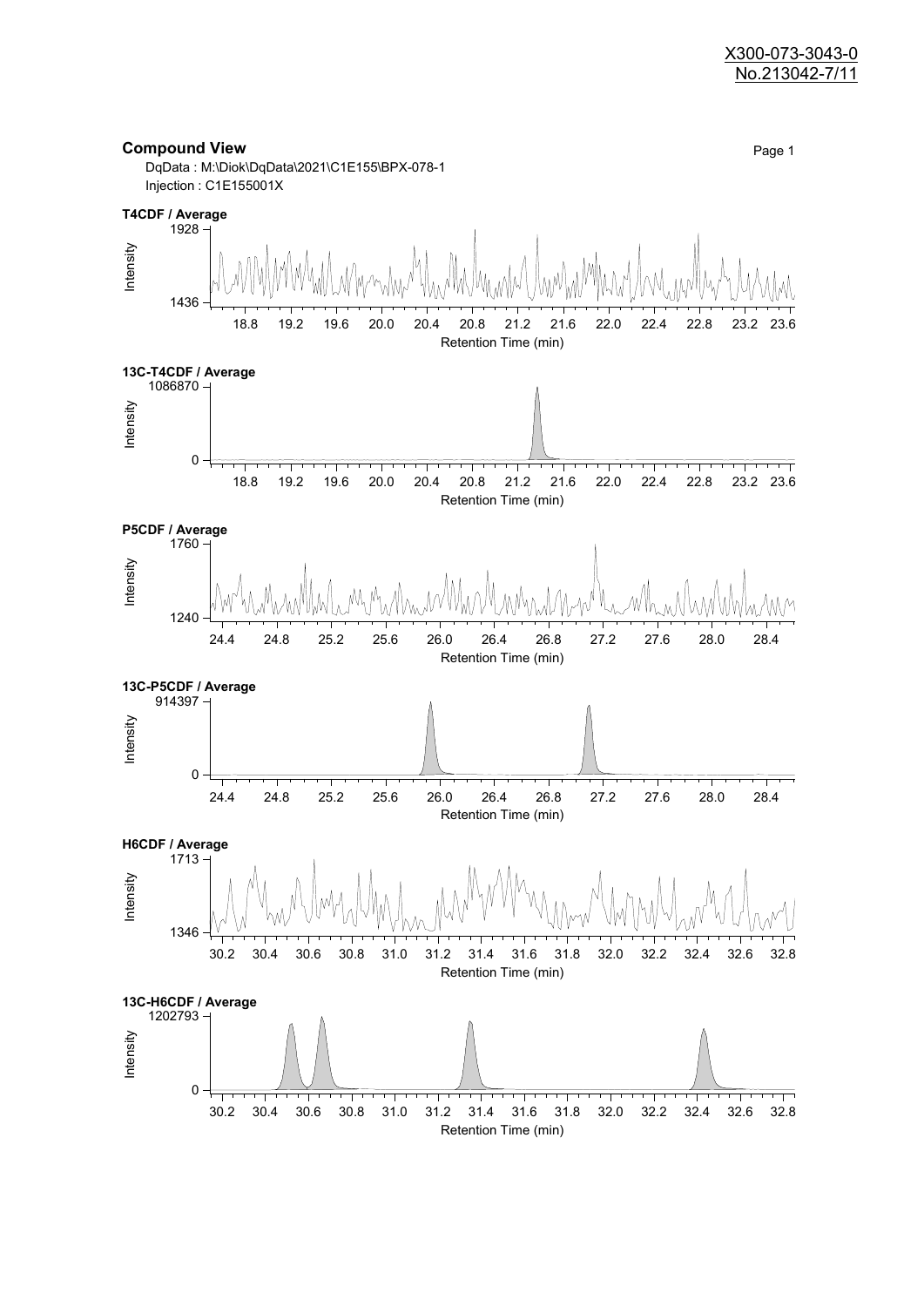X300-073-3043-0
No.213042-7/11

## Compound View

DqData : M:\Diok\DqData\2021\C1E155\BPX-078-1
Injection : C1E155001X

**T4CDF / Average**

Intensity: 1436 – 1928
Retention Time (min): 18.8, 19.2, 19.6, 20.0, 20.4, 20.8, 21.2, 21.6, 22.0, 22.4, 22.8, 23.2, 23.6

**13C-T4CDF / Average**

Intensity: 0 – 1086870
Retention Time (min): 18.8, 19.2, 19.6, 20.0, 20.4, 20.8, 21.2, 21.6, 22.0, 22.4, 22.8, 23.2, 23.6

**P5CDF / Average**

Intensity: 1240 – 1760
Retention Time (min): 24.4, 24.8, 25.2, 25.6, 26.0, 26.4, 26.8, 27.2, 27.6, 28.0, 28.4

**13C-P5CDF / Average**

Intensity: 0 – 914397
Retention Time (min): 24.4, 24.8, 25.2, 25.6, 26.0, 26.4, 26.8, 27.2, 27.6, 28.0, 28.4

**H6CDF / Average**

Intensity: 1346 – 1713
Retention Time (min): 30.2, 30.4, 30.6, 30.8, 31.0, 31.2, 31.4, 31.6, 31.8, 32.0, 32.2, 32.4, 32.6, 32.8

**13C-H6CDF / Average**

Intensity: 0 – 1202793
Retention Time (min): 30.2, 30.4, 30.6, 30.8, 31.0, 31.2, 31.4, 31.6, 31.8, 32.0, 32.2, 32.4, 32.6, 32.8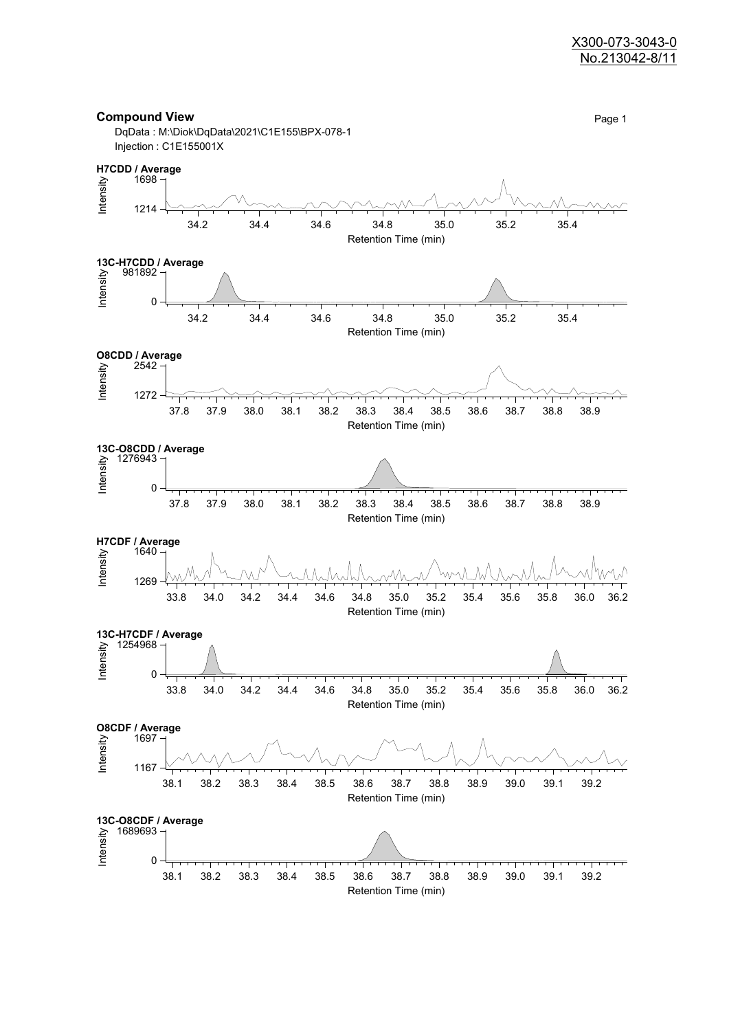X300-073-3043-0
No.213042-8/11

## Compound View

DqData : M:\Diok\DqData\2021\C1E155\BPX-078-1
Injection : C1E155001X

**H7CDD / Average**

Intensity: 1698, 1214
Retention Time (min): 34.2, 34.4, 34.6, 34.8, 35.0, 35.2, 35.4

**13C-H7CDD / Average**

Intensity: 981892, 0
Retention Time (min): 34.2, 34.4, 34.6, 34.8, 35.0, 35.2, 35.4

**O8CDD / Average**

Intensity: 2542, 1272
Retention Time (min): 37.8, 37.9, 38.0, 38.1, 38.2, 38.3, 38.4, 38.5, 38.6, 38.7, 38.8, 38.9

**13C-O8CDD / Average**

Intensity: 1276943, 0
Retention Time (min): 37.8, 37.9, 38.0, 38.1, 38.2, 38.3, 38.4, 38.5, 38.6, 38.7, 38.8, 38.9

**H7CDF / Average**

Intensity: 1640, 1269
Retention Time (min): 33.8, 34.0, 34.2, 34.4, 34.6, 34.8, 35.0, 35.2, 35.4, 35.6, 35.8, 36.0, 36.2

**13C-H7CDF / Average**

Intensity: 1254968, 0
Retention Time (min): 33.8, 34.0, 34.2, 34.4, 34.6, 34.8, 35.0, 35.2, 35.4, 35.6, 35.8, 36.0, 36.2

**O8CDF / Average**

Intensity: 1697, 1167
Retention Time (min): 38.1, 38.2, 38.3, 38.4, 38.5, 38.6, 38.7, 38.8, 38.9, 39.0, 39.1, 39.2

**13C-O8CDF / Average**

Intensity: 1689693, 0
Retention Time (min): 38.1, 38.2, 38.3, 38.4, 38.5, 38.6, 38.7, 38.8, 38.9, 39.0, 39.1, 39.2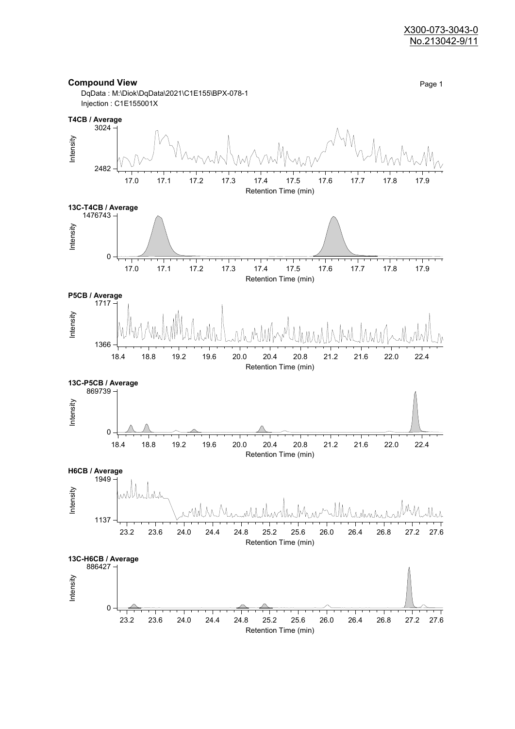X300-073-3043-0
No.213042-9/11

## Compound View

DqData : M:\Diok\DqData\2021\C1E155\BPX-078-1
Injection : C1E155001X

**T4CB / Average**

Intensity: 2482 – 3024
Retention Time (min): 17.0, 17.1, 17.2, 17.3, 17.4, 17.5, 17.6, 17.7, 17.8, 17.9

**13C-T4CB / Average**

Intensity: 0 – 1476743
Retention Time (min): 17.0, 17.1, 17.2, 17.3, 17.4, 17.5, 17.6, 17.7, 17.8, 17.9

**P5CB / Average**

Intensity: 1366 – 1717
Retention Time (min): 18.4, 18.8, 19.2, 19.6, 20.0, 20.4, 20.8, 21.2, 21.6, 22.0, 22.4

**13C-P5CB / Average**

Intensity: 0 – 869739
Retention Time (min): 18.4, 18.8, 19.2, 19.6, 20.0, 20.4, 20.8, 21.2, 21.6, 22.0, 22.4

**H6CB / Average**

Intensity: 1137 – 1949
Retention Time (min): 23.2, 23.6, 24.0, 24.4, 24.8, 25.2, 25.6, 26.0, 26.4, 26.8, 27.2, 27.6

**13C-H6CB / Average**

Intensity: 0 – 886427
Retention Time (min): 23.2, 23.6, 24.0, 24.4, 24.8, 25.2, 25.6, 26.0, 26.4, 26.8, 27.2, 27.6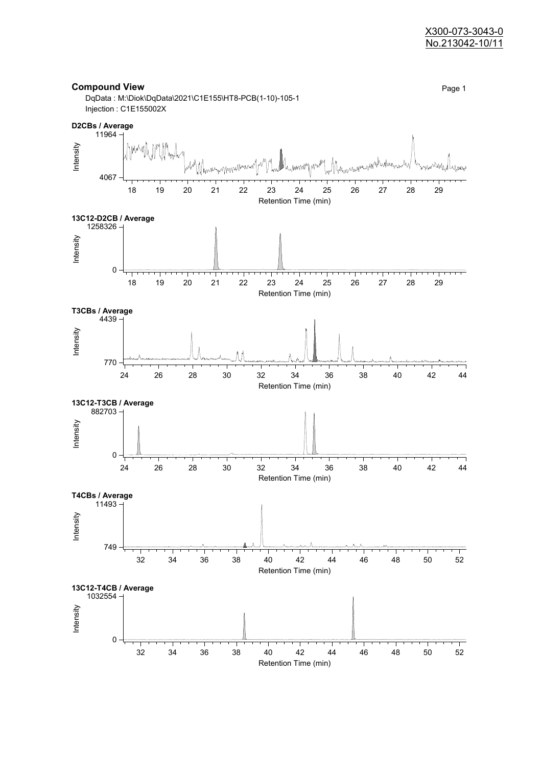X300-073-3043-0
No.213042-10/11

## Compound View

DqData : M:\Diok\DqData\2021\C1E155\HT8-PCB(1-10)-105-1
Injection : C1E155002X

**D2CBs / Average**

Intensity: 4067 – 11964
Retention Time (min): 18 – 29

**13C12-D2CB / Average**

Intensity: 0 – 1258326
Retention Time (min): 18 – 29

**T3CBs / Average**

Intensity: 770 – 4439
Retention Time (min): 24 – 44

**13C12-T3CB / Average**

Intensity: 0 – 882703
Retention Time (min): 24 – 44

**T4CBs / Average**

Intensity: 749 – 11493
Retention Time (min): 32 – 52

**13C12-T4CB / Average**

Intensity: 0 – 1032554
Retention Time (min): 32 – 52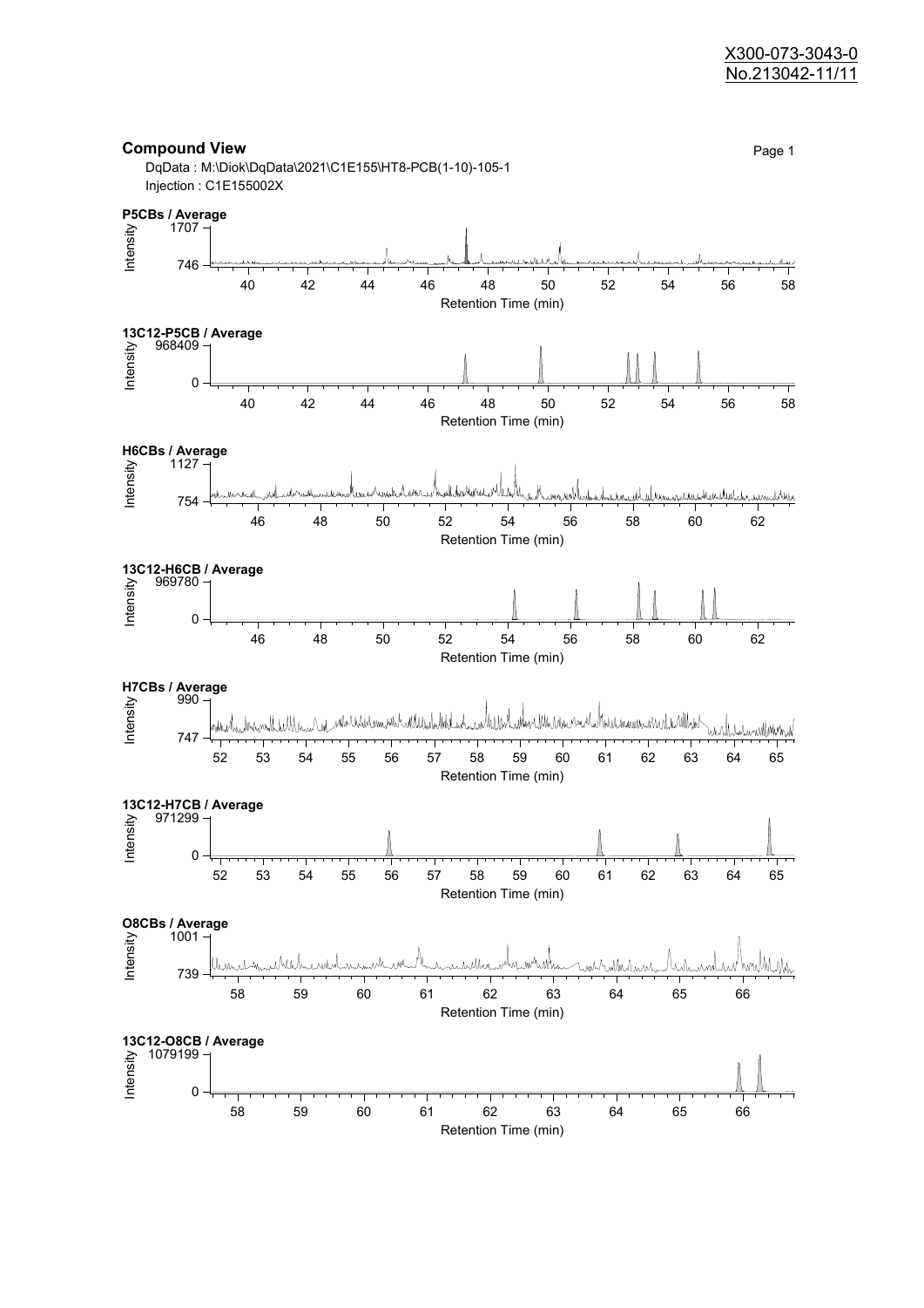X300-073-3043-0
No.213042-11/11

## Compound View

DqData : M:\Diok\DqData\2021\C1E155\HT8-PCB(1-10)-105-1
Injection : C1E155002X

**P5CBs / Average**
Intensity
1707
746
40 42 44 46 48 50 52 54 56 58
Retention Time (min)

**13C12-P5CB / Average**
Intensity
968409
0
40 42 44 46 48 50 52 54 56 58
Retention Time (min)

**H6CBs / Average**
Intensity
1127
754
46 48 50 52 54 56 58 60 62
Retention Time (min)

**13C12-H6CB / Average**
Intensity
969780
0
46 48 50 52 54 56 58 60 62
Retention Time (min)

**H7CBs / Average**
Intensity
990
747
52 53 54 55 56 57 58 59 60 61 62 63 64 65
Retention Time (min)

**13C12-H7CB / Average**
Intensity
971299
0
52 53 54 55 56 57 58 59 60 61 62 63 64 65
Retention Time (min)

**O8CBs / Average**
Intensity
1001
739
58 59 60 61 62 63 64 65 66
Retention Time (min)

**13C12-O8CB / Average**
Intensity
1079199
0
58 59 60 61 62 63 64 65 66
Retention Time (min)